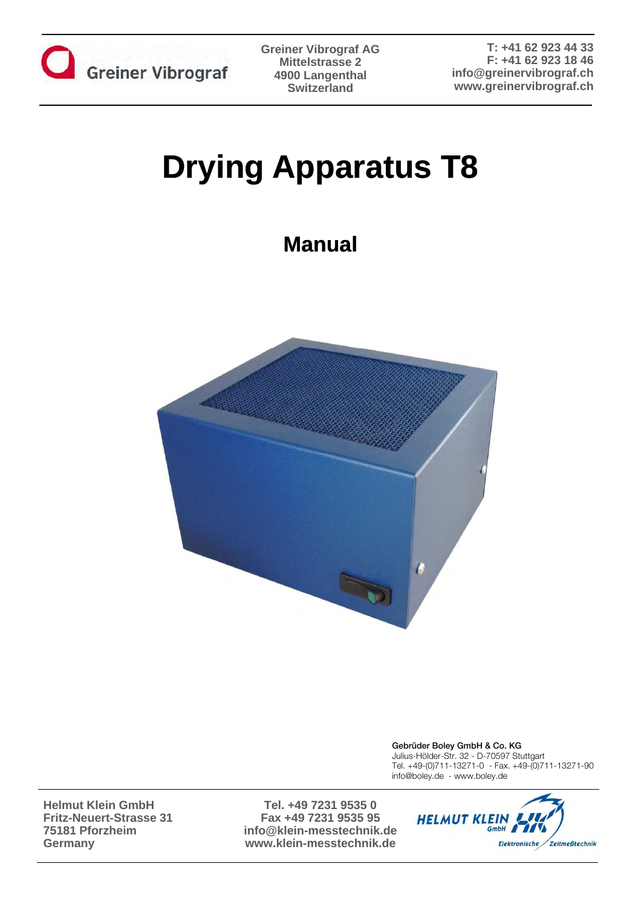Greiner Vibrograf

Greiner Vibrograf AG
Mittelstrasse 2
4900 Langenthal
Switzerland

T: +41 62 923 44 33
F: +41 62 923 18 46
info@greinervibrograf.ch
www.greinervibrograf.ch

# Drying Apparatus T8

## Manual

Gebrüder Boley GmbH & Co. KG
Julius-Hölder-Str. 32 - D-70597 Stuttgart
Tel. +49-(0)711-13271-0 - Fax. +49-(0)711-13271-90
info@boley.de - www.boley.de

Helmut Klein GmbH
Fritz-Neuert-Strasse 31
75181 Pforzheim
Germany

Tel. +49 7231 9535 0
Fax +49 7231 9535 95
info@klein-messtechnik.de
www.klein-messtechnik.de

HELMUT KLEIN GmbH
Elektronische Zeitmeßtechnik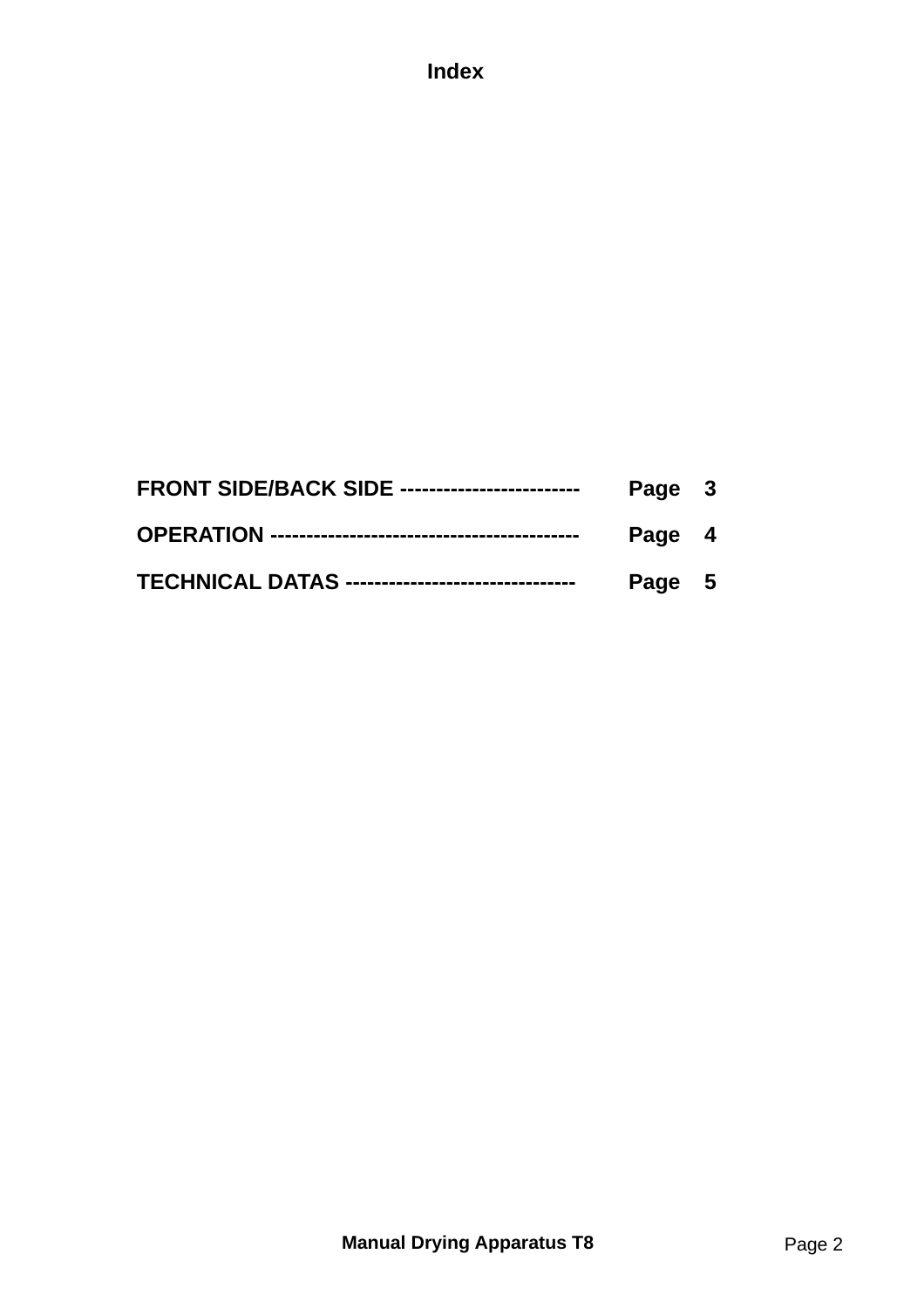# Index

FRONT SIDE/BACK SIDE ------------------------ Page 3

OPERATION ------------------------------------------ Page 4

TECHNICAL DATAS ------------------------------- Page 5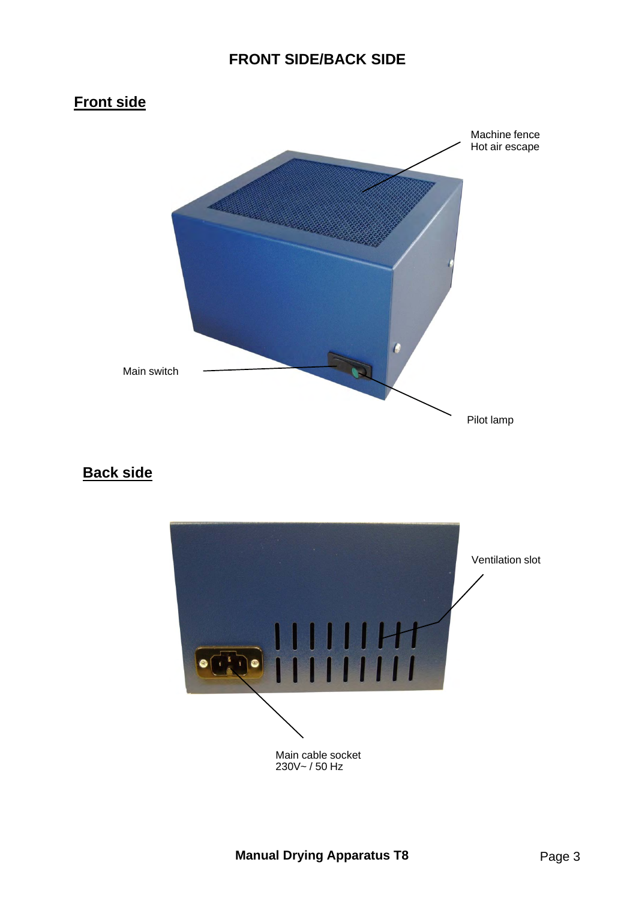# FRONT SIDE/BACK SIDE

## Front side

Machine fence
Hot air escape

Main switch

Pilot lamp

## Back side

Ventilation slot

Main cable socket
230V~ / 50 Hz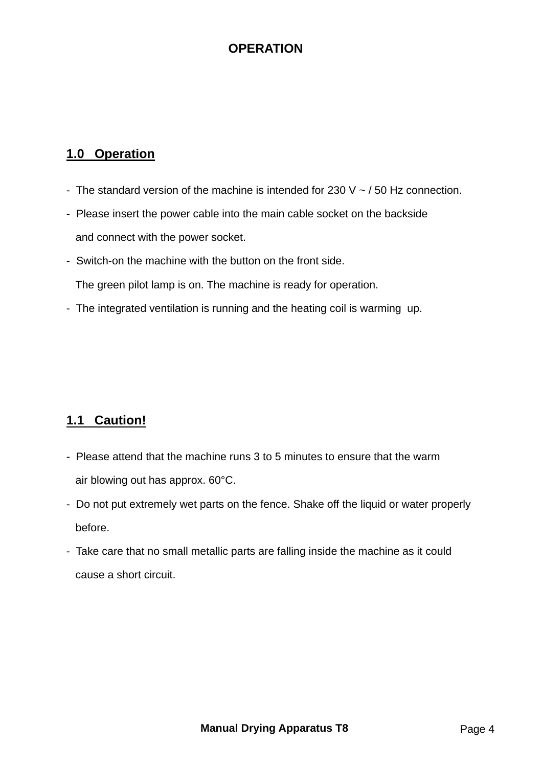# OPERATION

## 1.0 Operation

- The standard version of the machine is intended for 230 V ~ / 50 Hz connection.
- Please insert the power cable into the main cable socket on the backside and connect with the power socket.
- Switch-on the machine with the button on the front side.
  The green pilot lamp is on. The machine is ready for operation.
- The integrated ventilation is running and the heating coil is warming up.

## 1.1 Caution!

- Please attend that the machine runs 3 to 5 minutes to ensure that the warm air blowing out has approx. 60°C.
- Do not put extremely wet parts on the fence. Shake off the liquid or water properly before.
- Take care that no small metallic parts are falling inside the machine as it could cause a short circuit.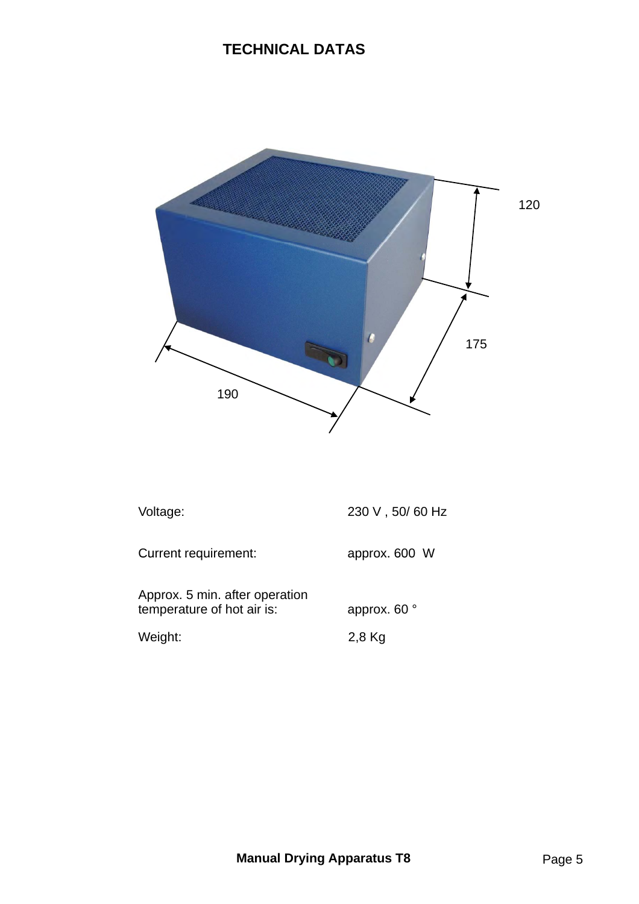# TECHNICAL DATAS

120

175

190

| | |
|---|---|
| Voltage: | 230 V , 50/ 60 Hz |
| Current requirement: | approx. 600 W |
| Approx. 5 min. after operation temperature of hot air is: | approx. 60 ° |
| Weight: | 2,8 Kg |